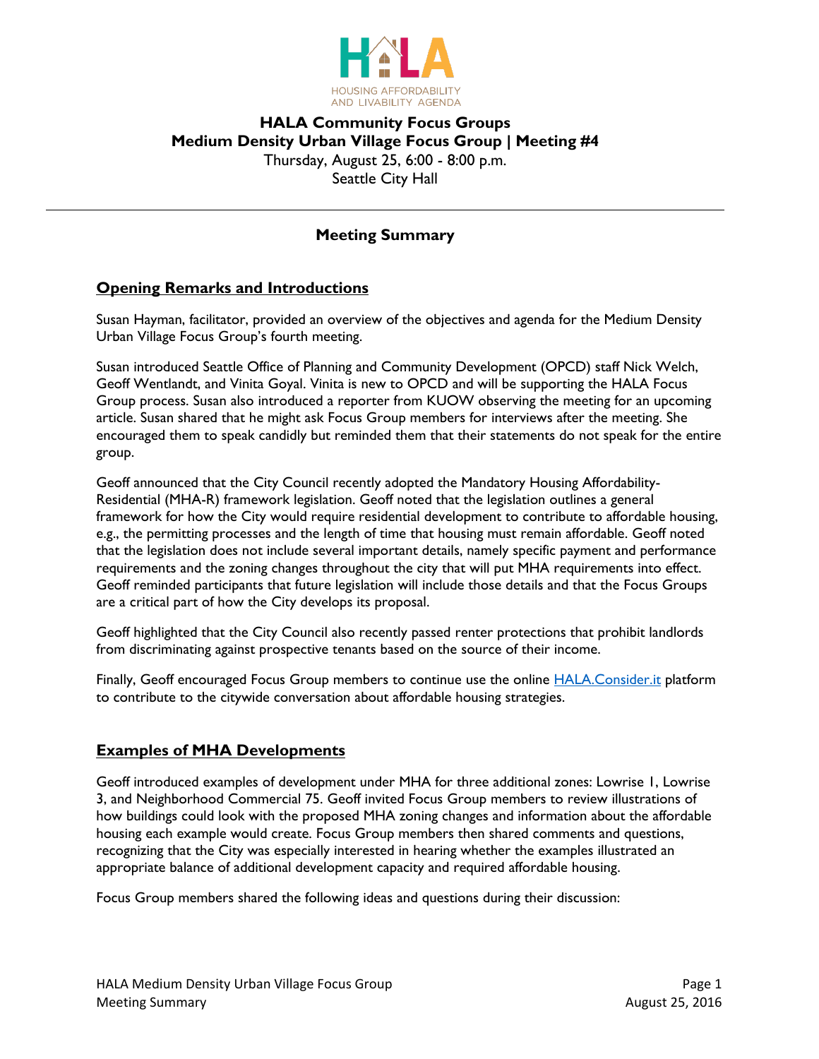HOUSING AFFORDABILITY AND LIVABILITY AGENDA

# HALA Community Focus Groups
## Medium Density Urban Village Focus Group | Meeting #4

Thursday, August 25, 6:00 - 8:00 p.m.
Seattle City Hall

---

### Meeting Summary

## Opening Remarks and Introductions

Susan Hayman, facilitator, provided an overview of the objectives and agenda for the Medium Density Urban Village Focus Group's fourth meeting.

Susan introduced Seattle Office of Planning and Community Development (OPCD) staff Nick Welch, Geoff Wentlandt, and Vinita Goyal. Vinita is new to OPCD and will be supporting the HALA Focus Group process. Susan also introduced a reporter from KUOW observing the meeting for an upcoming article. Susan shared that he might ask Focus Group members for interviews after the meeting. She encouraged them to speak candidly but reminded them that their statements do not speak for the entire group.

Geoff announced that the City Council recently adopted the Mandatory Housing Affordability-Residential (MHA-R) framework legislation. Geoff noted that the legislation outlines a general framework for how the City would require residential development to contribute to affordable housing, e.g., the permitting processes and the length of time that housing must remain affordable. Geoff noted that the legislation does not include several important details, namely specific payment and performance requirements and the zoning changes throughout the city that will put MHA requirements into effect. Geoff reminded participants that future legislation will include those details and that the Focus Groups are a critical part of how the City develops its proposal.

Geoff highlighted that the City Council also recently passed renter protections that prohibit landlords from discriminating against prospective tenants based on the source of their income.

Finally, Geoff encouraged Focus Group members to continue use the online [HALA.Consider.it](HALA.Consider.it) platform to contribute to the citywide conversation about affordable housing strategies.

## Examples of MHA Developments

Geoff introduced examples of development under MHA for three additional zones: Lowrise 1, Lowrise 3, and Neighborhood Commercial 75. Geoff invited Focus Group members to review illustrations of how buildings could look with the proposed MHA zoning changes and information about the affordable housing each example would create. Focus Group members then shared comments and questions, recognizing that the City was especially interested in hearing whether the examples illustrated an appropriate balance of additional development capacity and required affordable housing.

Focus Group members shared the following ideas and questions during their discussion: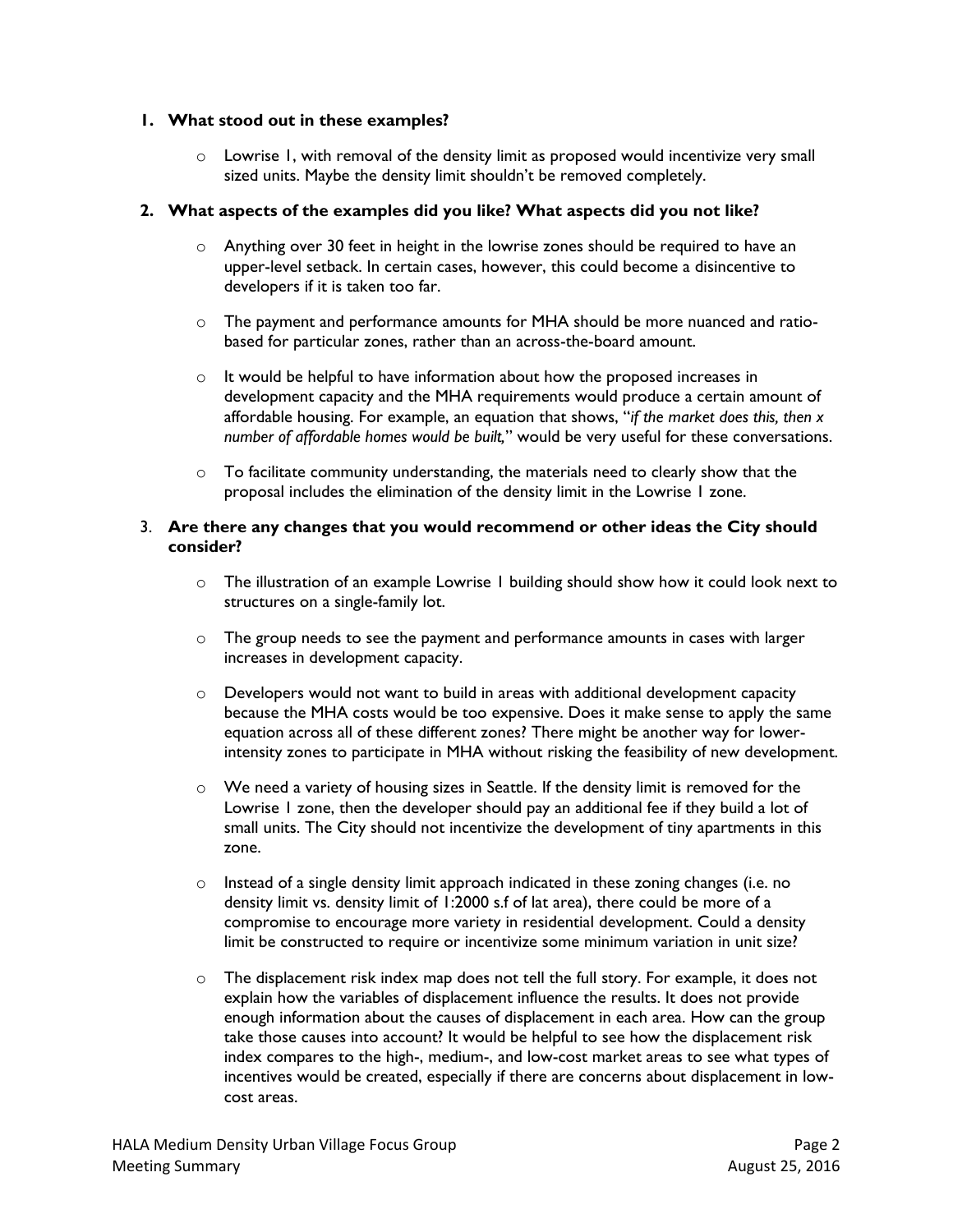1. **What stood out in these examples?**

   - Lowrise 1, with removal of the density limit as proposed would incentivize very small sized units. Maybe the density limit shouldn't be removed completely.

2. **What aspects of the examples did you like? What aspects did you not like?**

   - Anything over 30 feet in height in the lowrise zones should be required to have an upper-level setback. In certain cases, however, this could become a disincentive to developers if it is taken too far.
   - The payment and performance amounts for MHA should be more nuanced and ratio-based for particular zones, rather than an across-the-board amount.
   - It would be helpful to have information about how the proposed increases in development capacity and the MHA requirements would produce a certain amount of affordable housing. For example, an equation that shows, "*if the market does this, then x number of affordable homes would be built,*" would be very useful for these conversations.
   - To facilitate community understanding, the materials need to clearly show that the proposal includes the elimination of the density limit in the Lowrise 1 zone.

3. **Are there any changes that you would recommend or other ideas the City should consider?**

   - The illustration of an example Lowrise 1 building should show how it could look next to structures on a single-family lot.
   - The group needs to see the payment and performance amounts in cases with larger increases in development capacity.
   - Developers would not want to build in areas with additional development capacity because the MHA costs would be too expensive. Does it make sense to apply the same equation across all of these different zones? There might be another way for lower-intensity zones to participate in MHA without risking the feasibility of new development.
   - We need a variety of housing sizes in Seattle. If the density limit is removed for the Lowrise 1 zone, then the developer should pay an additional fee if they build a lot of small units. The City should not incentivize the development of tiny apartments in this zone.
   - Instead of a single density limit approach indicated in these zoning changes (i.e. no density limit vs. density limit of 1:2000 s.f of lat area), there could be more of a compromise to encourage more variety in residential development. Could a density limit be constructed to require or incentivize some minimum variation in unit size?
   - The displacement risk index map does not tell the full story. For example, it does not explain how the variables of displacement influence the results. It does not provide enough information about the causes of displacement in each area. How can the group take those causes into account? It would be helpful to see how the displacement risk index compares to the high-, medium-, and low-cost market areas to see what types of incentives would be created, especially if there are concerns about displacement in low-cost areas.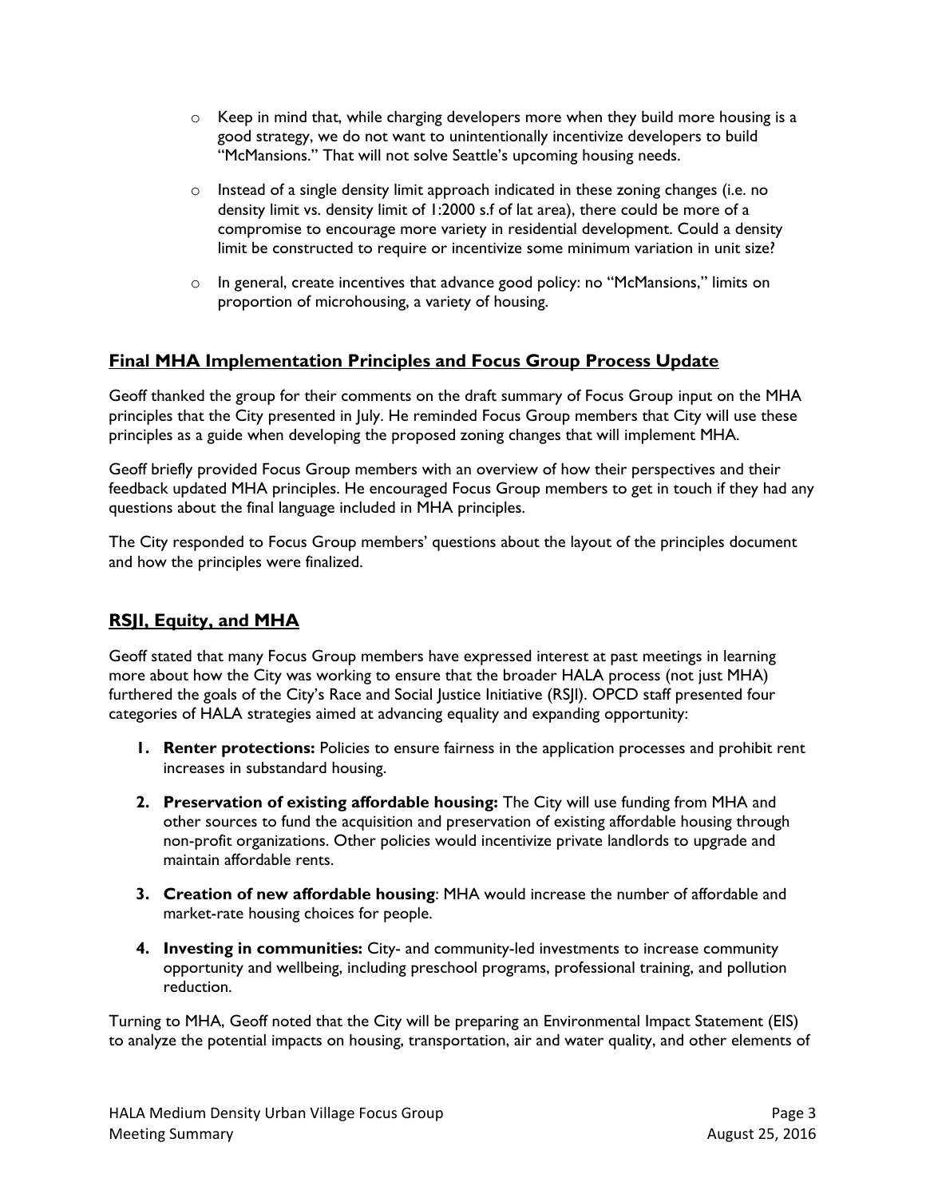- Keep in mind that, while charging developers more when they build more housing is a good strategy, we do not want to unintentionally incentivize developers to build "McMansions." That will not solve Seattle's upcoming housing needs.
- Instead of a single density limit approach indicated in these zoning changes (i.e. no density limit vs. density limit of 1:2000 s.f of lat area), there could be more of a compromise to encourage more variety in residential development. Could a density limit be constructed to require or incentivize some minimum variation in unit size?
- In general, create incentives that advance good policy: no "McMansions," limits on proportion of microhousing, a variety of housing.

## Final MHA Implementation Principles and Focus Group Process Update

Geoff thanked the group for their comments on the draft summary of Focus Group input on the MHA principles that the City presented in July. He reminded Focus Group members that City will use these principles as a guide when developing the proposed zoning changes that will implement MHA.

Geoff briefly provided Focus Group members with an overview of how their perspectives and their feedback updated MHA principles. He encouraged Focus Group members to get in touch if they had any questions about the final language included in MHA principles.

The City responded to Focus Group members' questions about the layout of the principles document and how the principles were finalized.

## RSJI, Equity, and MHA

Geoff stated that many Focus Group members have expressed interest at past meetings in learning more about how the City was working to ensure that the broader HALA process (not just MHA) furthered the goals of the City's Race and Social Justice Initiative (RSJI). OPCD staff presented four categories of HALA strategies aimed at advancing equality and expanding opportunity:

1. **Renter protections:** Policies to ensure fairness in the application processes and prohibit rent increases in substandard housing.
2. **Preservation of existing affordable housing:** The City will use funding from MHA and other sources to fund the acquisition and preservation of existing affordable housing through non-profit organizations. Other policies would incentivize private landlords to upgrade and maintain affordable rents.
3. **Creation of new affordable housing**: MHA would increase the number of affordable and market-rate housing choices for people.
4. **Investing in communities:** City- and community-led investments to increase community opportunity and wellbeing, including preschool programs, professional training, and pollution reduction.

Turning to MHA, Geoff noted that the City will be preparing an Environmental Impact Statement (EIS) to analyze the potential impacts on housing, transportation, air and water quality, and other elements of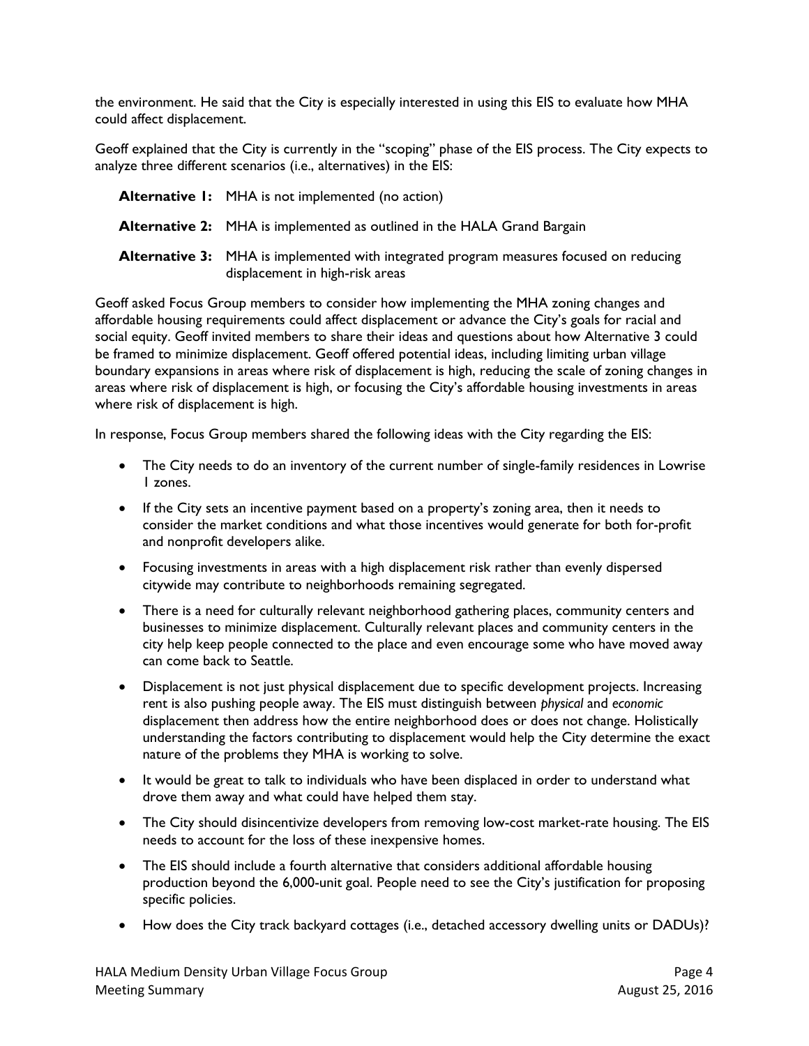the environment. He said that the City is especially interested in using this EIS to evaluate how MHA could affect displacement.

Geoff explained that the City is currently in the "scoping" phase of the EIS process. The City expects to analyze three different scenarios (i.e., alternatives) in the EIS:

**Alternative 1:** MHA is not implemented (no action)

**Alternative 2:** MHA is implemented as outlined in the HALA Grand Bargain

**Alternative 3:** MHA is implemented with integrated program measures focused on reducing displacement in high-risk areas

Geoff asked Focus Group members to consider how implementing the MHA zoning changes and affordable housing requirements could affect displacement or advance the City's goals for racial and social equity. Geoff invited members to share their ideas and questions about how Alternative 3 could be framed to minimize displacement. Geoff offered potential ideas, including limiting urban village boundary expansions in areas where risk of displacement is high, reducing the scale of zoning changes in areas where risk of displacement is high, or focusing the City's affordable housing investments in areas where risk of displacement is high.

In response, Focus Group members shared the following ideas with the City regarding the EIS:

- The City needs to do an inventory of the current number of single-family residences in Lowrise 1 zones.
- If the City sets an incentive payment based on a property's zoning area, then it needs to consider the market conditions and what those incentives would generate for both for-profit and nonprofit developers alike.
- Focusing investments in areas with a high displacement risk rather than evenly dispersed citywide may contribute to neighborhoods remaining segregated.
- There is a need for culturally relevant neighborhood gathering places, community centers and businesses to minimize displacement. Culturally relevant places and community centers in the city help keep people connected to the place and even encourage some who have moved away can come back to Seattle.
- Displacement is not just physical displacement due to specific development projects. Increasing rent is also pushing people away. The EIS must distinguish between *physical* and *economic* displacement then address how the entire neighborhood does or does not change. Holistically understanding the factors contributing to displacement would help the City determine the exact nature of the problems they MHA is working to solve.
- It would be great to talk to individuals who have been displaced in order to understand what drove them away and what could have helped them stay.
- The City should disincentivize developers from removing low-cost market-rate housing. The EIS needs to account for the loss of these inexpensive homes.
- The EIS should include a fourth alternative that considers additional affordable housing production beyond the 6,000-unit goal. People need to see the City's justification for proposing specific policies.
- How does the City track backyard cottages (i.e., detached accessory dwelling units or DADUs)?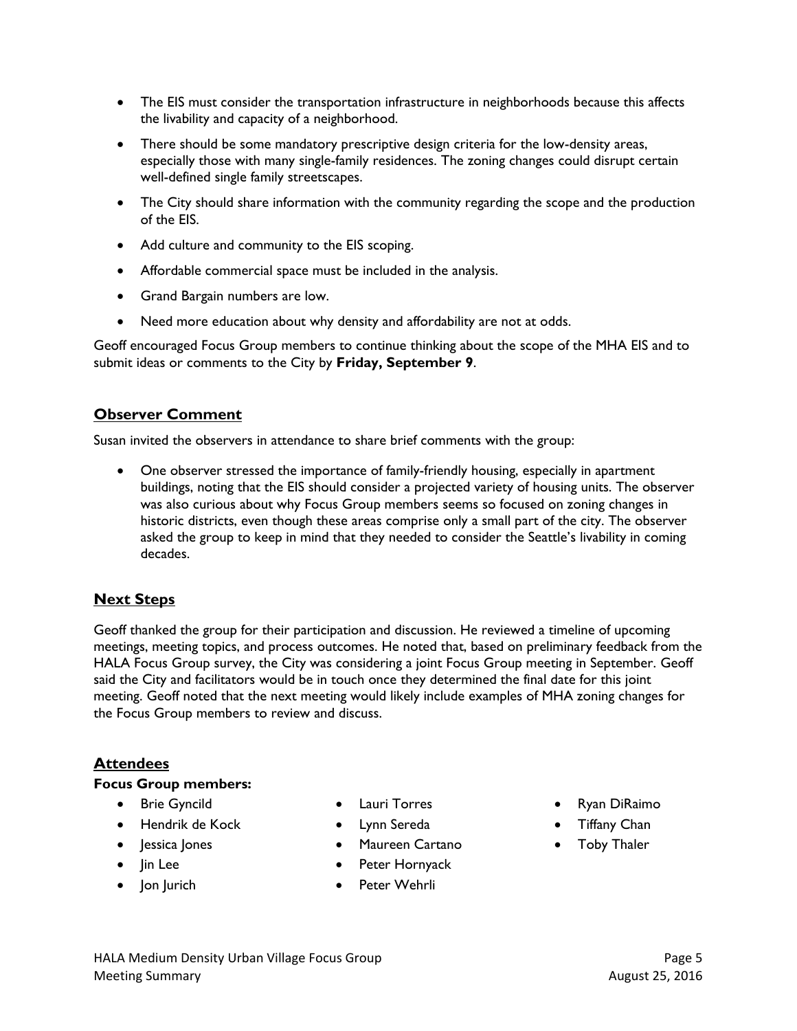- The EIS must consider the transportation infrastructure in neighborhoods because this affects the livability and capacity of a neighborhood.
- There should be some mandatory prescriptive design criteria for the low-density areas, especially those with many single-family residences. The zoning changes could disrupt certain well-defined single family streetscapes.
- The City should share information with the community regarding the scope and the production of the EIS.
- Add culture and community to the EIS scoping.
- Affordable commercial space must be included in the analysis.
- Grand Bargain numbers are low.
- Need more education about why density and affordability are not at odds.

Geoff encouraged Focus Group members to continue thinking about the scope of the MHA EIS and to submit ideas or comments to the City by **Friday, September 9**.

## Observer Comment

Susan invited the observers in attendance to share brief comments with the group:

- One observer stressed the importance of family-friendly housing, especially in apartment buildings, noting that the EIS should consider a projected variety of housing units. The observer was also curious about why Focus Group members seems so focused on zoning changes in historic districts, even though these areas comprise only a small part of the city. The observer asked the group to keep in mind that they needed to consider the Seattle's livability in coming decades.

## Next Steps

Geoff thanked the group for their participation and discussion. He reviewed a timeline of upcoming meetings, meeting topics, and process outcomes. He noted that, based on preliminary feedback from the HALA Focus Group survey, the City was considering a joint Focus Group meeting in September. Geoff said the City and facilitators would be in touch once they determined the final date for this joint meeting. Geoff noted that the next meeting would likely include examples of MHA zoning changes for the Focus Group members to review and discuss.

## Attendees

**Focus Group members:**

- Brie Gyncild
- Hendrik de Kock
- Jessica Jones
- Jin Lee
- Jon Jurich
- Lauri Torres
- Lynn Sereda
- Maureen Cartano
- Peter Hornyack
- Peter Wehrli
- Ryan DiRaimo
- Tiffany Chan
- Toby Thaler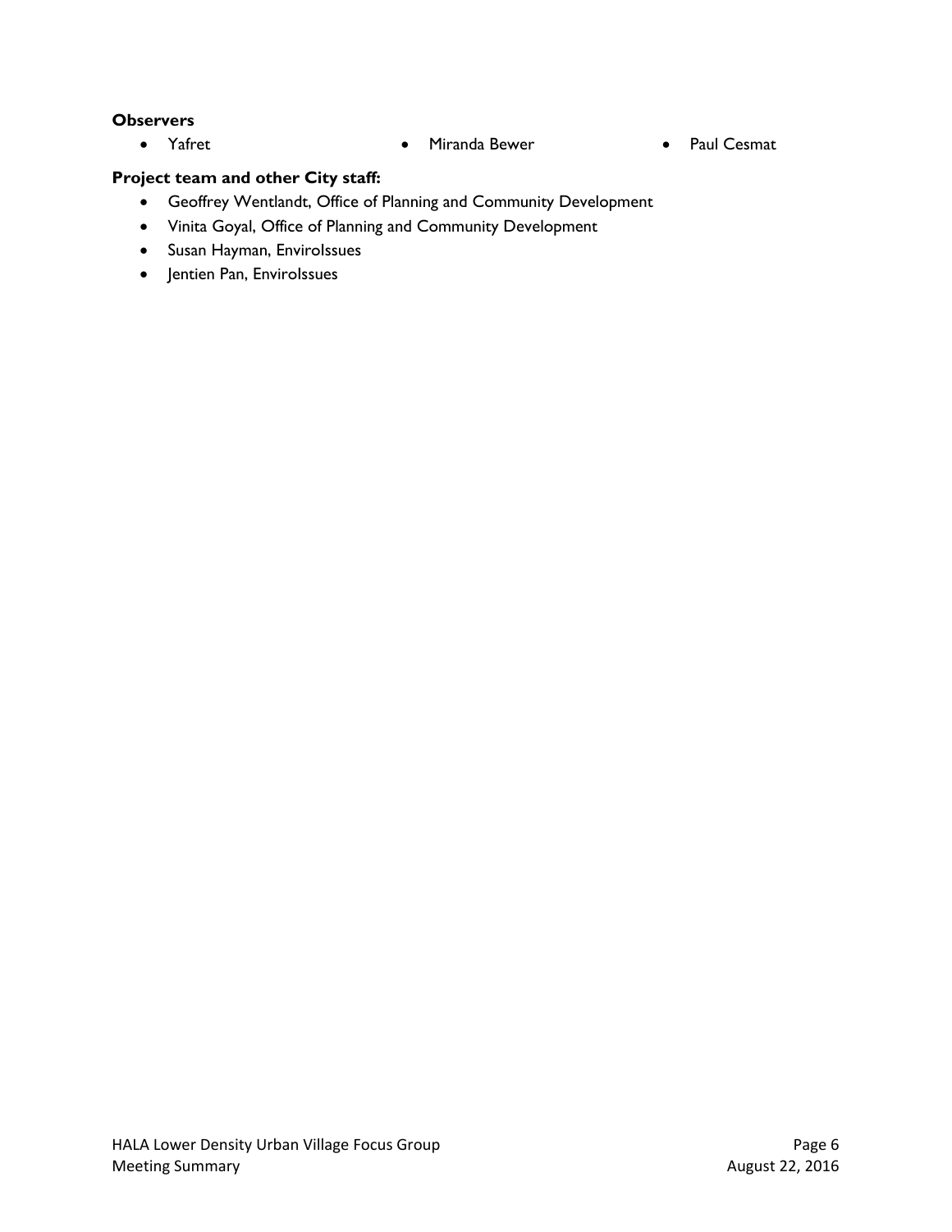**Observers**

- Yafret
- Miranda Bewer
- Paul Cesmat

**Project team and other City staff:**

- Geoffrey Wentlandt, Office of Planning and Community Development
- Vinita Goyal, Office of Planning and Community Development
- Susan Hayman, EnviroIssues
- Jentien Pan, EnviroIssues